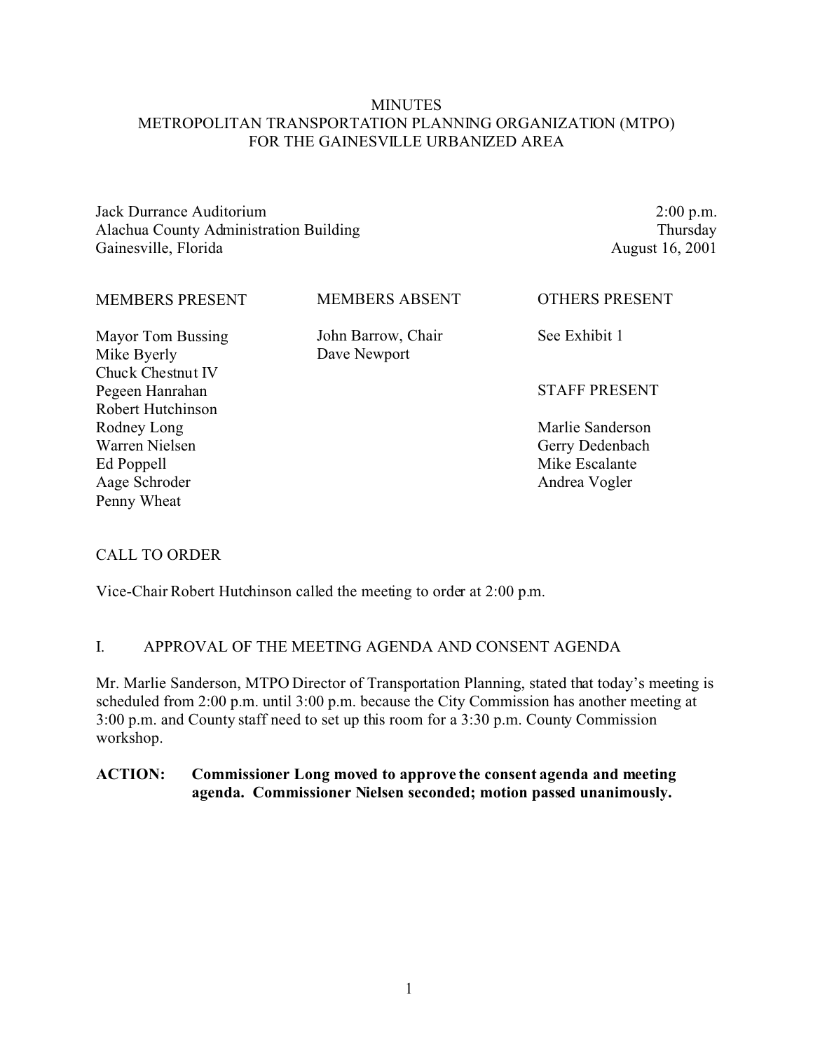# MINUTES
# METROPOLITAN TRANSPORTATION PLANNING ORGANIZATION (MTPO) FOR THE GAINESVILLE URBANIZED AREA

Jack Durrance Auditorium
Alachua County Administration Building
Gainesville, Florida

2:00 p.m.
Thursday
August 16, 2001

| MEMBERS PRESENT | MEMBERS ABSENT | OTHERS PRESENT |
| --- | --- | --- |
| Mayor Tom Bussing | John Barrow, Chair | See Exhibit 1 |
| Mike Byerly | Dave Newport | |
| Chuck Chestnut IV | | |
| Pegeen Hanrahan | | **STAFF PRESENT** |
| Robert Hutchinson | | |
| Rodney Long | | Marlie Sanderson |
| Warren Nielsen | | Gerry Dedenbach |
| Ed Poppell | | Mike Escalante |
| Aage Schroder | | Andrea Vogler |
| Penny Wheat | | |

## CALL TO ORDER

Vice-Chair Robert Hutchinson called the meeting to order at 2:00 p.m.

## I. APPROVAL OF THE MEETING AGENDA AND CONSENT AGENDA

Mr. Marlie Sanderson, MTPO Director of Transportation Planning, stated that today's meeting is scheduled from 2:00 p.m. until 3:00 p.m. because the City Commission has another meeting at 3:00 p.m. and County staff need to set up this room for a 3:30 p.m. County Commission workshop.

**ACTION: Commissioner Long moved to approve the consent agenda and meeting agenda. Commissioner Nielsen seconded; motion passed unanimously.**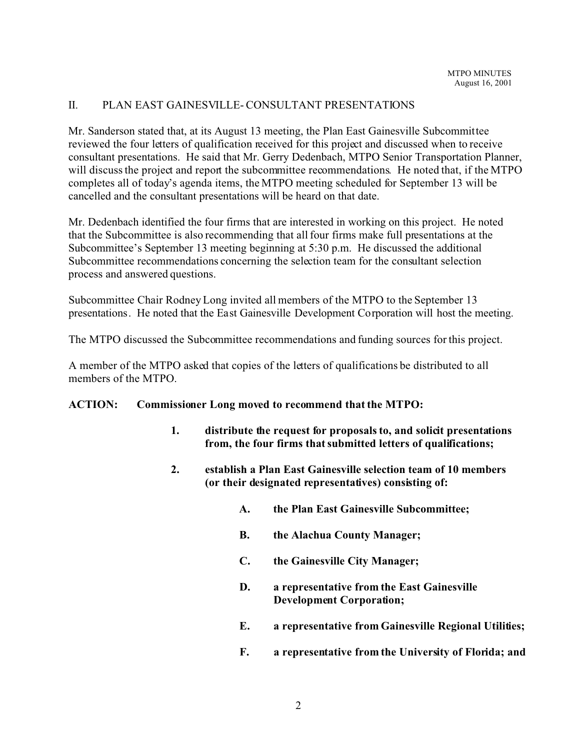## II. PLAN EAST GAINESVILLE- CONSULTANT PRESENTATIONS

Mr. Sanderson stated that, at its August 13 meeting, the Plan East Gainesville Subcommittee reviewed the four letters of qualification received for this project and discussed when to receive consultant presentations. He said that Mr. Gerry Dedenbach, MTPO Senior Transportation Planner, will discuss the project and report the subcommittee recommendations. He noted that, if the MTPO completes all of today's agenda items, the MTPO meeting scheduled for September 13 will be cancelled and the consultant presentations will be heard on that date.

Mr. Dedenbach identified the four firms that are interested in working on this project. He noted that the Subcommittee is also recommending that all four firms make full presentations at the Subcommittee's September 13 meeting beginning at 5:30 p.m. He discussed the additional Subcommittee recommendations concerning the selection team for the consultant selection process and answered questions.

Subcommittee Chair Rodney Long invited all members of the MTPO to the September 13 presentations. He noted that the East Gainesville Development Corporation will host the meeting.

The MTPO discussed the Subcommittee recommendations and funding sources for this project.

A member of the MTPO asked that copies of the letters of qualifications be distributed to all members of the MTPO.

**ACTION: Commissioner Long moved to recommend that the MTPO:**

1. **distribute the request for proposals to, and solicit presentations from, the four firms that submitted letters of qualifications;**

2. **establish a Plan East Gainesville selection team of 10 members (or their designated representatives) consisting of:**

   A. **the Plan East Gainesville Subcommittee;**

   B. **the Alachua County Manager;**

   C. **the Gainesville City Manager;**

   D. **a representative from the East Gainesville Development Corporation;**

   E. **a representative from Gainesville Regional Utilities;**

   F. **a representative from the University of Florida; and**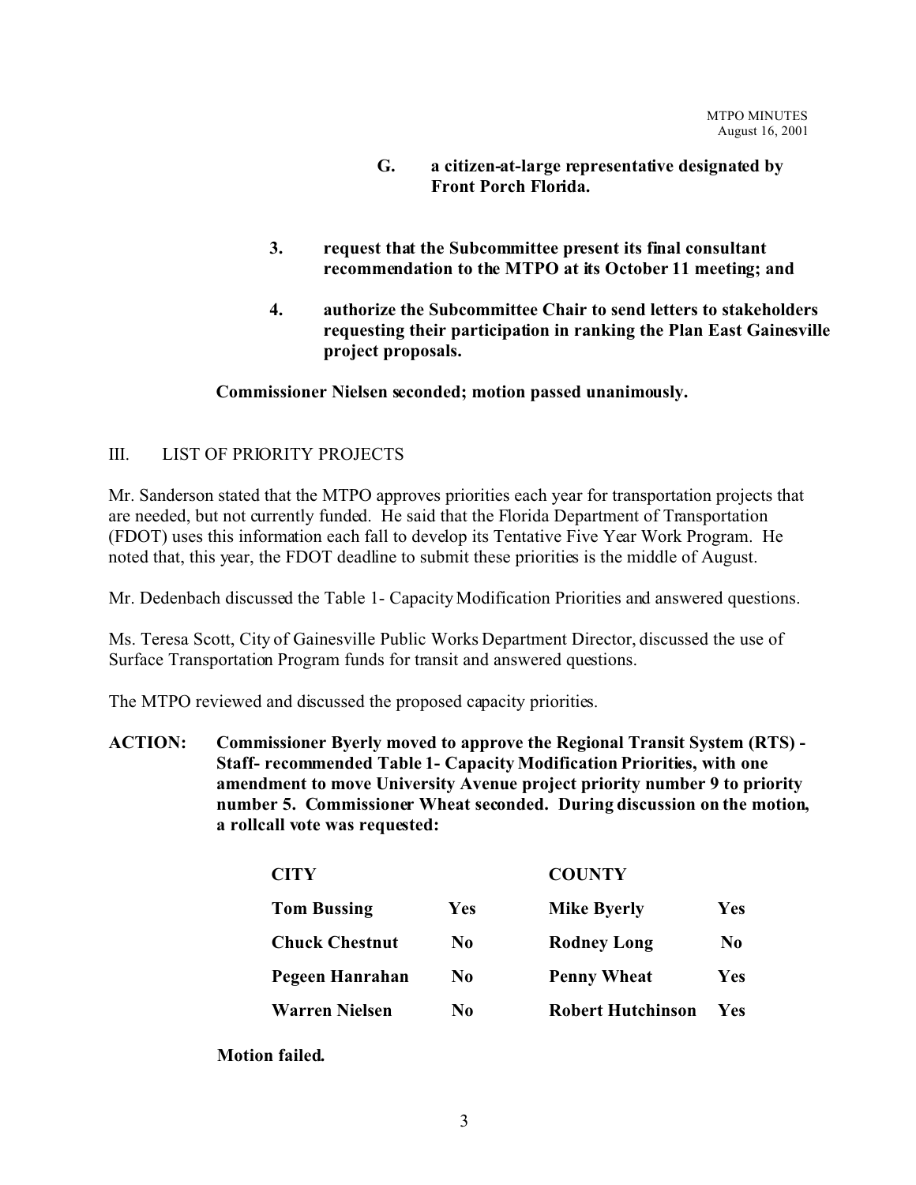**G. a citizen-at-large representative designated by Front Porch Florida.**

**3. request that the Subcommittee present its final consultant recommendation to the MTPO at its October 11 meeting; and**

**4. authorize the Subcommittee Chair to send letters to stakeholders requesting their participation in ranking the Plan East Gainesville project proposals.**

**Commissioner Nielsen seconded; motion passed unanimously.**

## III. LIST OF PRIORITY PROJECTS

Mr. Sanderson stated that the MTPO approves priorities each year for transportation projects that are needed, but not currently funded. He said that the Florida Department of Transportation (FDOT) uses this information each fall to develop its Tentative Five Year Work Program. He noted that, this year, the FDOT deadline to submit these priorities is the middle of August.

Mr. Dedenbach discussed the Table 1- Capacity Modification Priorities and answered questions.

Ms. Teresa Scott, City of Gainesville Public Works Department Director, discussed the use of Surface Transportation Program funds for transit and answered questions.

The MTPO reviewed and discussed the proposed capacity priorities.

**ACTION: Commissioner Byerly moved to approve the Regional Transit System (RTS) - Staff- recommended Table 1- Capacity Modification Priorities, with one amendment to move University Avenue project priority number 9 to priority number 5. Commissioner Wheat seconded. During discussion on the motion, a rollcall vote was requested:**

| CITY | | COUNTY | |
|---|---|---|---|
| **Tom Bussing** | **Yes** | **Mike Byerly** | **Yes** |
| **Chuck Chestnut** | **No** | **Rodney Long** | **No** |
| **Pegeen Hanrahan** | **No** | **Penny Wheat** | **Yes** |
| **Warren Nielsen** | **No** | **Robert Hutchinson** | **Yes** |

**Motion failed.**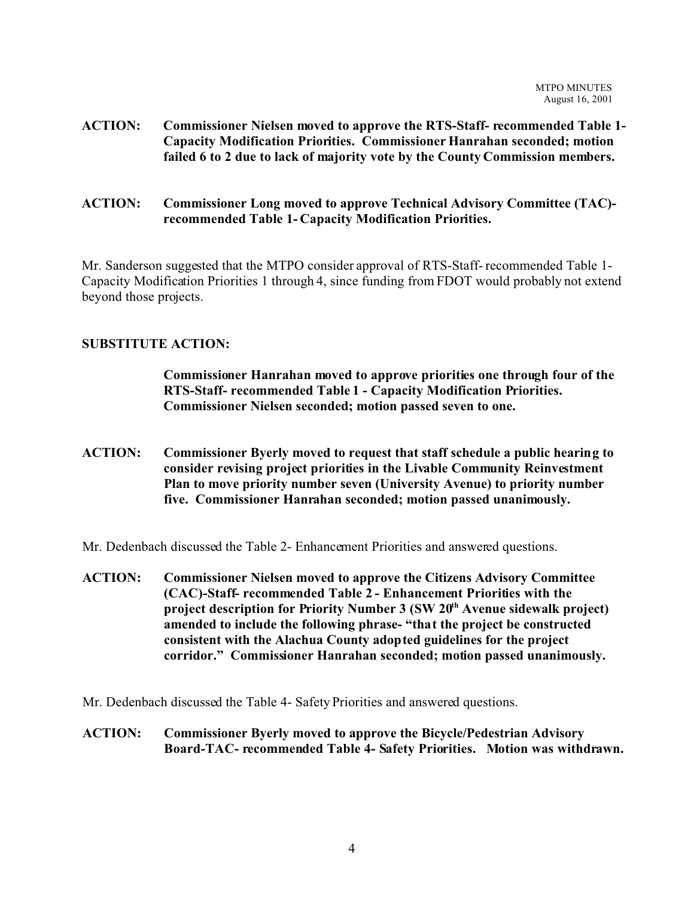**ACTION: Commissioner Nielsen moved to approve the RTS-Staff- recommended Table 1-Capacity Modification Priorities. Commissioner Hanrahan seconded; motion failed 6 to 2 due to lack of majority vote by the County Commission members.**

**ACTION: Commissioner Long moved to approve Technical Advisory Committee (TAC)-recommended Table 1- Capacity Modification Priorities.**

Mr. Sanderson suggested that the MTPO consider approval of RTS-Staff- recommended Table 1-Capacity Modification Priorities 1 through 4, since funding from FDOT would probably not extend beyond those projects.

**SUBSTITUTE ACTION:**

**Commissioner Hanrahan moved to approve priorities one through four of the RTS-Staff- recommended Table 1 - Capacity Modification Priorities. Commissioner Nielsen seconded; motion passed seven to one.**

**ACTION: Commissioner Byerly moved to request that staff schedule a public hearing to consider revising project priorities in the Livable Community Reinvestment Plan to move priority number seven (University Avenue) to priority number five. Commissioner Hanrahan seconded; motion passed unanimously.**

Mr. Dedenbach discussed the Table 2- Enhancement Priorities and answered questions.

**ACTION: Commissioner Nielsen moved to approve the Citizens Advisory Committee (CAC)-Staff- recommended Table 2 - Enhancement Priorities with the project description for Priority Number 3 (SW 20th Avenue sidewalk project) amended to include the following phrase- "that the project be constructed consistent with the Alachua County adopted guidelines for the project corridor." Commissioner Hanrahan seconded; motion passed unanimously.**

Mr. Dedenbach discussed the Table 4- Safety Priorities and answered questions.

**ACTION: Commissioner Byerly moved to approve the Bicycle/Pedestrian Advisory Board-TAC- recommended Table 4- Safety Priorities. Motion was withdrawn.**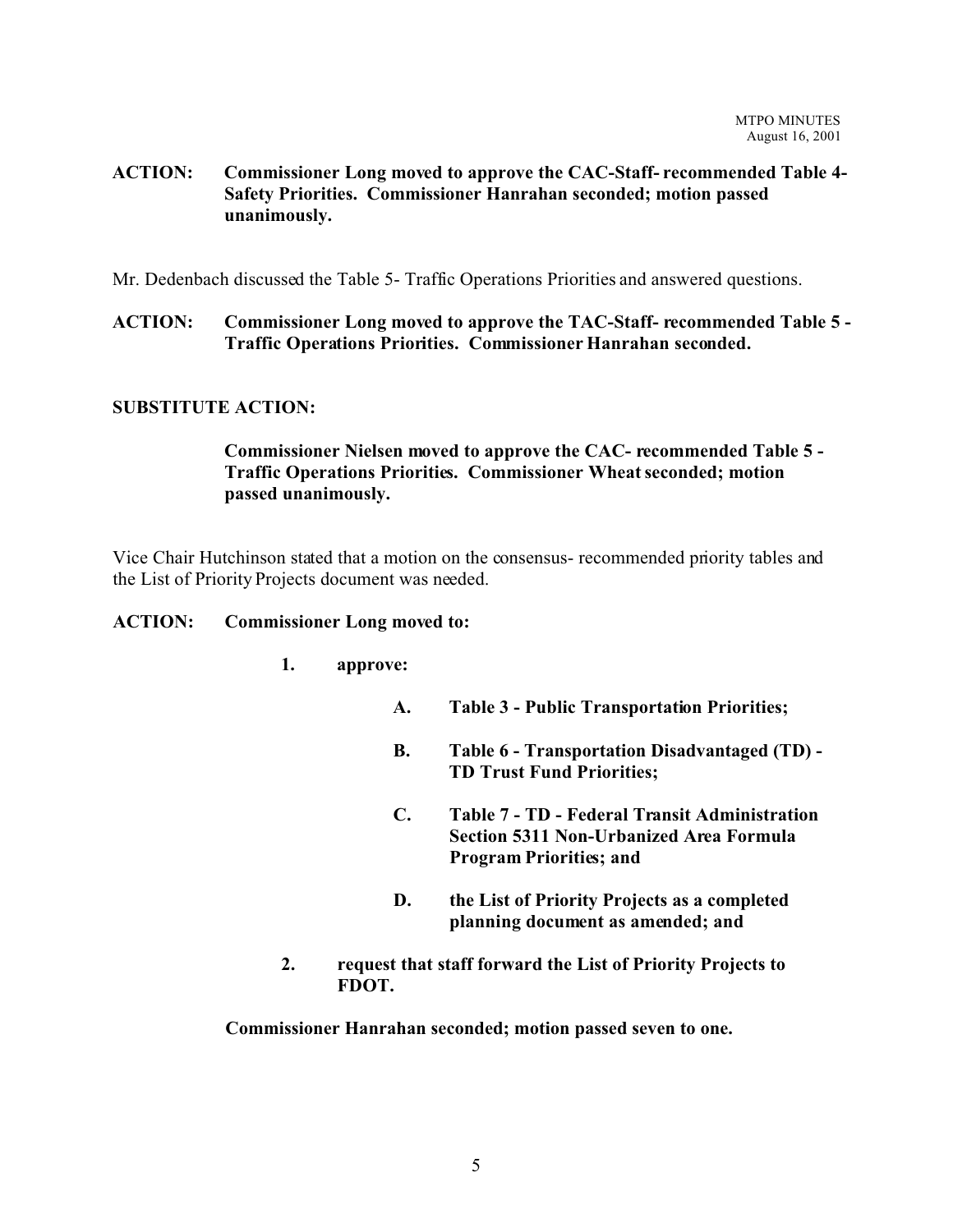**ACTION: Commissioner Long moved to approve the CAC-Staff- recommended Table 4- Safety Priorities. Commissioner Hanrahan seconded; motion passed unanimously.**

Mr. Dedenbach discussed the Table 5- Traffic Operations Priorities and answered questions.

**ACTION: Commissioner Long moved to approve the TAC-Staff- recommended Table 5 - Traffic Operations Priorities. Commissioner Hanrahan seconded.**

**SUBSTITUTE ACTION:**

> **Commissioner Nielsen moved to approve the CAC- recommended Table 5 - Traffic Operations Priorities. Commissioner Wheat seconded; motion passed unanimously.**

Vice Chair Hutchinson stated that a motion on the consensus- recommended priority tables and the List of Priority Projects document was needed.

**ACTION: Commissioner Long moved to:**

1. **approve:**
   - **A. Table 3 - Public Transportation Priorities;**
   - **B. Table 6 - Transportation Disadvantaged (TD) - TD Trust Fund Priorities;**
   - **C. Table 7 - TD - Federal Transit Administration Section 5311 Non-Urbanized Area Formula Program Priorities; and**
   - **D. the List of Priority Projects as a completed planning document as amended; and**
2. **request that staff forward the List of Priority Projects to FDOT.**

**Commissioner Hanrahan seconded; motion passed seven to one.**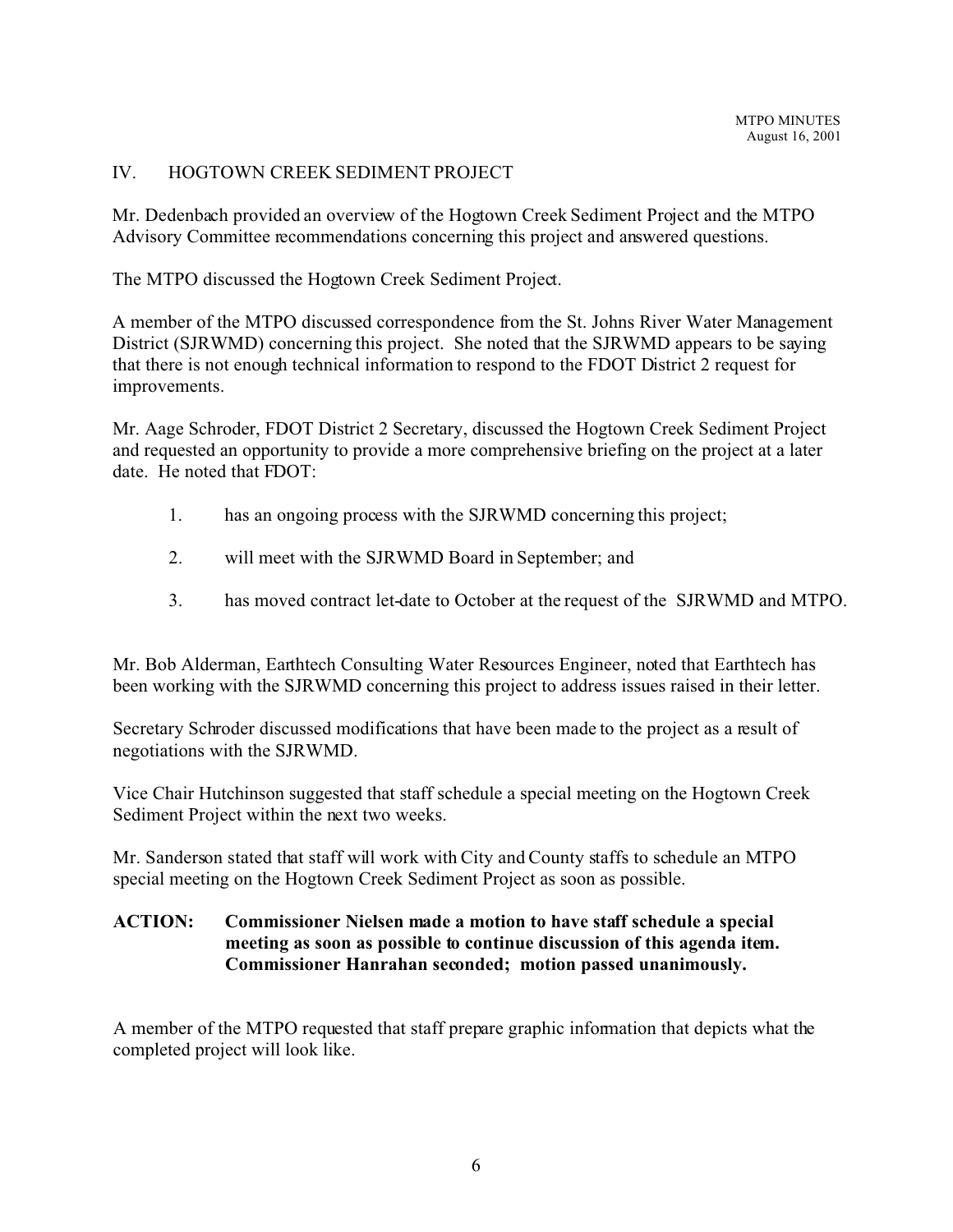## IV. HOGTOWN CREEK SEDIMENT PROJECT

Mr. Dedenbach provided an overview of the Hogtown Creek Sediment Project and the MTPO Advisory Committee recommendations concerning this project and answered questions.

The MTPO discussed the Hogtown Creek Sediment Project.

A member of the MTPO discussed correspondence from the St. Johns River Water Management District (SJRWMD) concerning this project. She noted that the SJRWMD appears to be saying that there is not enough technical information to respond to the FDOT District 2 request for improvements.

Mr. Aage Schroder, FDOT District 2 Secretary, discussed the Hogtown Creek Sediment Project and requested an opportunity to provide a more comprehensive briefing on the project at a later date. He noted that FDOT:

1. has an ongoing process with the SJRWMD concerning this project;
2. will meet with the SJRWMD Board in September; and
3. has moved contract let-date to October at the request of the SJRWMD and MTPO.

Mr. Bob Alderman, Earthtech Consulting Water Resources Engineer, noted that Earthtech has been working with the SJRWMD concerning this project to address issues raised in their letter.

Secretary Schroder discussed modifications that have been made to the project as a result of negotiations with the SJRWMD.

Vice Chair Hutchinson suggested that staff schedule a special meeting on the Hogtown Creek Sediment Project within the next two weeks.

Mr. Sanderson stated that staff will work with City and County staffs to schedule an MTPO special meeting on the Hogtown Creek Sediment Project as soon as possible.

**ACTION: Commissioner Nielsen made a motion to have staff schedule a special meeting as soon as possible to continue discussion of this agenda item. Commissioner Hanrahan seconded; motion passed unanimously.**

A member of the MTPO requested that staff prepare graphic information that depicts what the completed project will look like.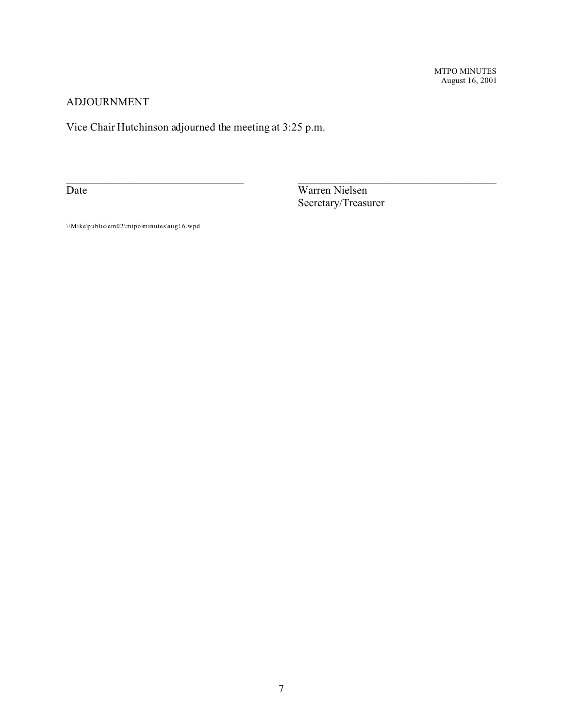## ADJOURNMENT

Vice Chair Hutchinson adjourned the meeting at 3:25 p.m.

_________________________________ Date

_____________________________________ Warren Nielsen
Secretary/Treasurer

\\Mike\public\em02\mtpo\minutes\aug16.wpd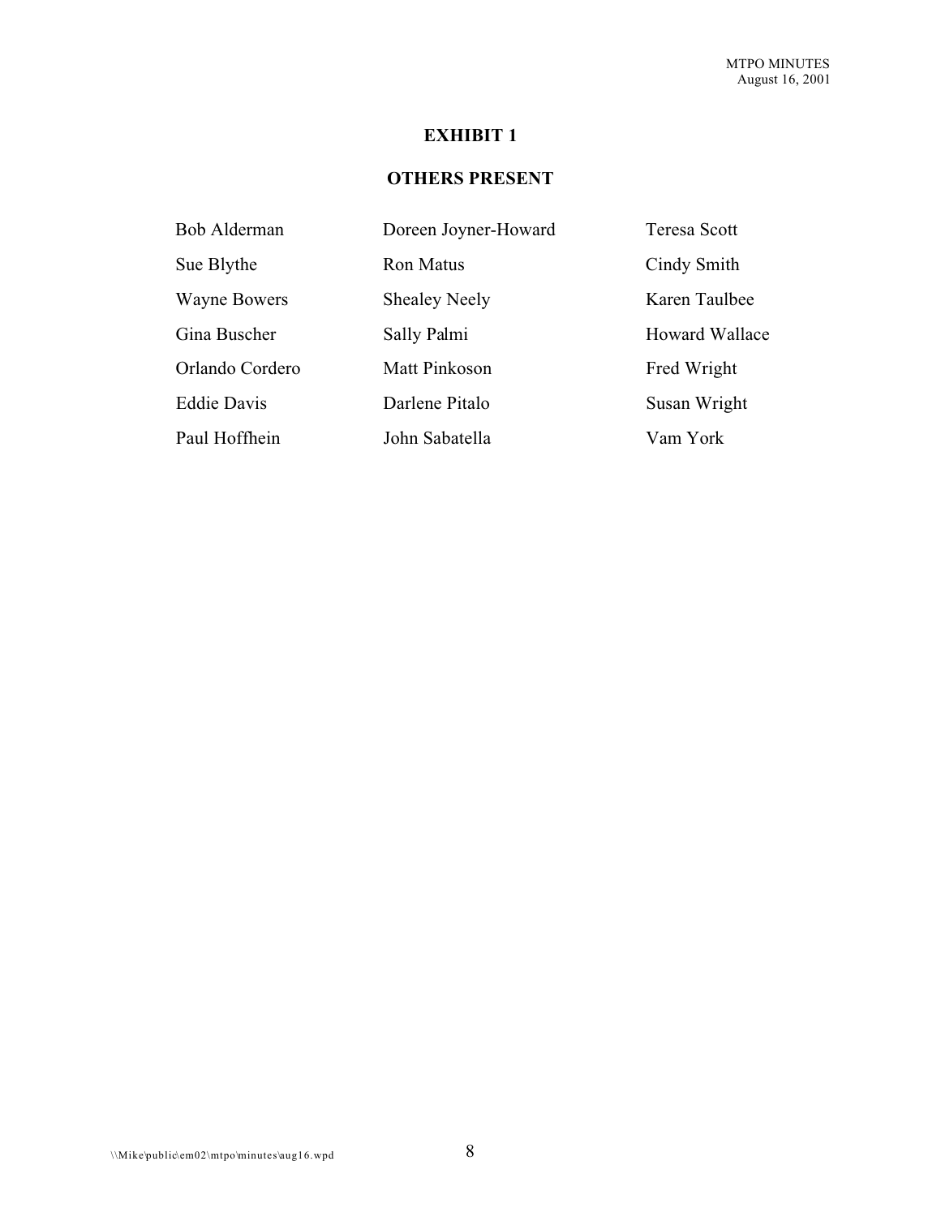## EXHIBIT 1

## OTHERS PRESENT

| | | |
|---|---|---|
| Bob Alderman | Doreen Joyner-Howard | Teresa Scott |
| Sue Blythe | Ron Matus | Cindy Smith |
| Wayne Bowers | Shealey Neely | Karen Taulbee |
| Gina Buscher | Sally Palmi | Howard Wallace |
| Orlando Cordero | Matt Pinkoson | Fred Wright |
| Eddie Davis | Darlene Pitalo | Susan Wright |
| Paul Hoffhein | John Sabatella | Vam York |